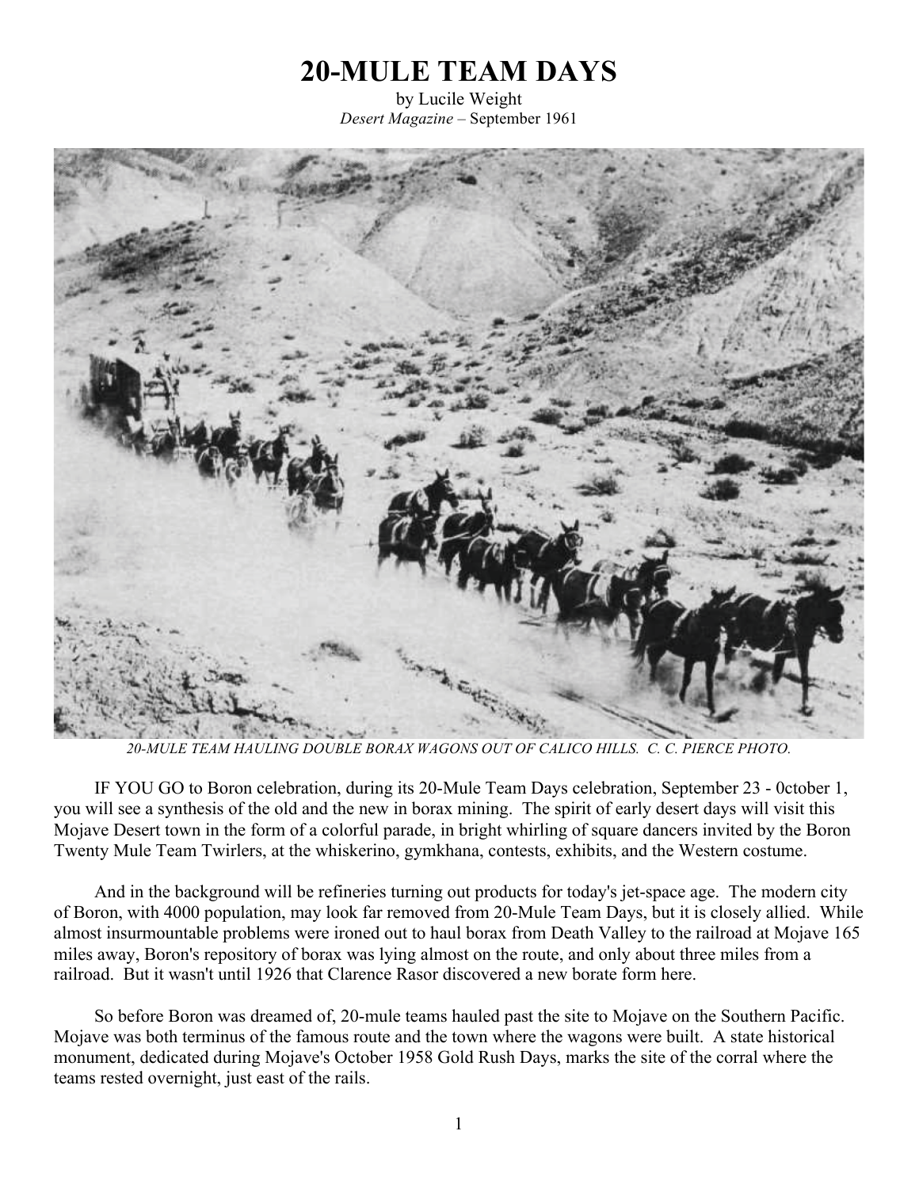# 20-MULE TEAM DAYS

by Lucile Weight

*Desert Magazine* – September 1961

*20-MULE TEAM HAULING DOUBLE BORAX WAGONS OUT OF CALICO HILLS. C. C. PIERCE PHOTO.*

IF YOU GO to Boron celebration, during its 20-Mule Team Days celebration, September 23 - 0ctober 1, you will see a synthesis of the old and the new in borax mining. The spirit of early desert days will visit this Mojave Desert town in the form of a colorful parade, in bright whirling of square dancers invited by the Boron Twenty Mule Team Twirlers, at the whiskerino, gymkhana, contests, exhibits, and the Western costume.

And in the background will be refineries turning out products for today's jet-space age. The modern city of Boron, with 4000 population, may look far removed from 20-Mule Team Days, but it is closely allied. While almost insurmountable problems were ironed out to haul borax from Death Valley to the railroad at Mojave 165 miles away, Boron's repository of borax was lying almost on the route, and only about three miles from a railroad. But it wasn't until 1926 that Clarence Rasor discovered a new borate form here.

So before Boron was dreamed of, 20-mule teams hauled past the site to Mojave on the Southern Pacific. Mojave was both terminus of the famous route and the town where the wagons were built. A state historical monument, dedicated during Mojave's October 1958 Gold Rush Days, marks the site of the corral where the teams rested overnight, just east of the rails.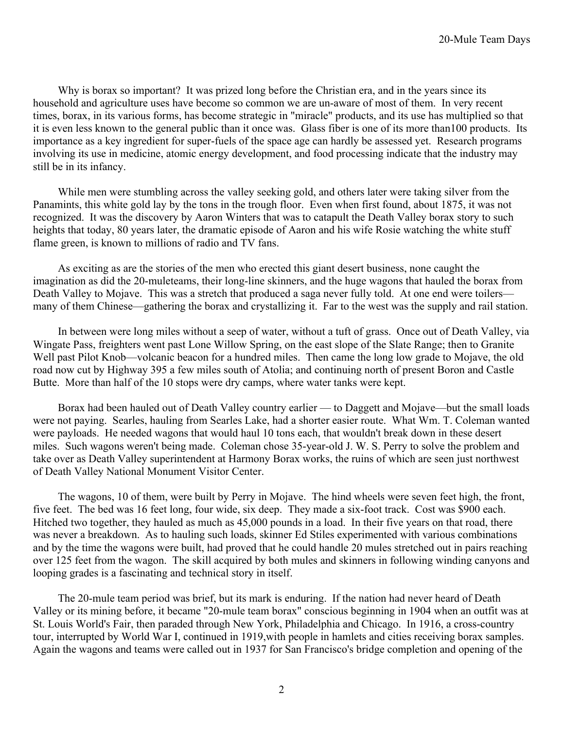Why is borax so important? It was prized long before the Christian era, and in the years since its household and agriculture uses have become so common we are un-aware of most of them. In very recent times, borax, in its various forms, has become strategic in "miracle" products, and its use has multiplied so that it is even less known to the general public than it once was. Glass fiber is one of its more than100 products. Its importance as a key ingredient for super-fuels of the space age can hardly be assessed yet. Research programs involving its use in medicine, atomic energy development, and food processing indicate that the industry may still be in its infancy.

While men were stumbling across the valley seeking gold, and others later were taking silver from the Panamints, this white gold lay by the tons in the trough floor. Even when first found, about 1875, it was not recognized. It was the discovery by Aaron Winters that was to catapult the Death Valley borax story to such heights that today, 80 years later, the dramatic episode of Aaron and his wife Rosie watching the white stuff flame green, is known to millions of radio and TV fans.

As exciting as are the stories of the men who erected this giant desert business, none caught the imagination as did the 20-muleteams, their long-line skinners, and the huge wagons that hauled the borax from Death Valley to Mojave. This was a stretch that produced a saga never fully told. At one end were toilers—many of them Chinese—gathering the borax and crystallizing it. Far to the west was the supply and rail station.

In between were long miles without a seep of water, without a tuft of grass. Once out of Death Valley, via Wingate Pass, freighters went past Lone Willow Spring, on the east slope of the Slate Range; then to Granite Well past Pilot Knob—volcanic beacon for a hundred miles. Then came the long low grade to Mojave, the old road now cut by Highway 395 a few miles south of Atolia; and continuing north of present Boron and Castle Butte. More than half of the 10 stops were dry camps, where water tanks were kept.

Borax had been hauled out of Death Valley country earlier — to Daggett and Mojave—but the small loads were not paying. Searles, hauling from Searles Lake, had a shorter easier route. What Wm. T. Coleman wanted were payloads. He needed wagons that would haul 10 tons each, that wouldn't break down in these desert miles. Such wagons weren't being made. Coleman chose 35-year-old J. W. S. Perry to solve the problem and take over as Death Valley superintendent at Harmony Borax works, the ruins of which are seen just northwest of Death Valley National Monument Visitor Center.

The wagons, 10 of them, were built by Perry in Mojave. The hind wheels were seven feet high, the front, five feet. The bed was 16 feet long, four wide, six deep. They made a six-foot track. Cost was $900 each. Hitched two together, they hauled as much as 45,000 pounds in a load. In their five years on that road, there was never a breakdown. As to hauling such loads, skinner Ed Stiles experimented with various combinations and by the time the wagons were built, had proved that he could handle 20 mules stretched out in pairs reaching over 125 feet from the wagon. The skill acquired by both mules and skinners in following winding canyons and looping grades is a fascinating and technical story in itself.

The 20-mule team period was brief, but its mark is enduring. If the nation had never heard of Death Valley or its mining before, it became "20-mule team borax" conscious beginning in 1904 when an outfit was at St. Louis World's Fair, then paraded through New York, Philadelphia and Chicago. In 1916, a cross-country tour, interrupted by World War I, continued in 1919,with people in hamlets and cities receiving borax samples. Again the wagons and teams were called out in 1937 for San Francisco's bridge completion and opening of the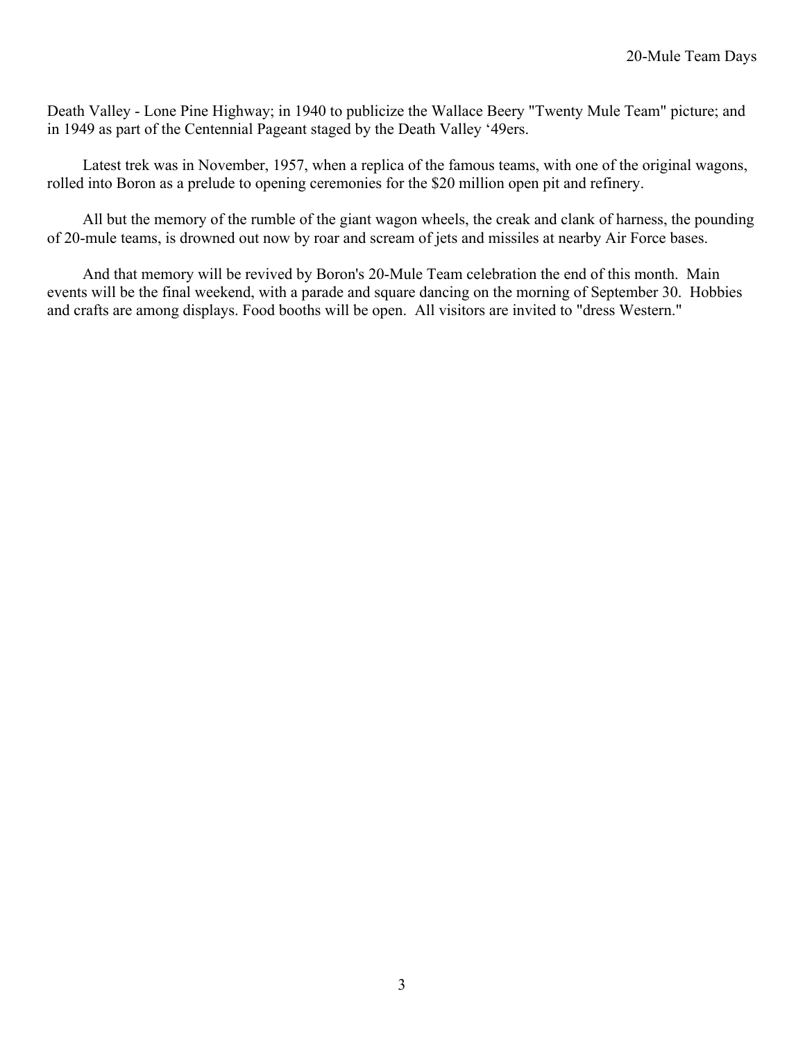Death Valley - Lone Pine Highway; in 1940 to publicize the Wallace Beery "Twenty Mule Team" picture; and in 1949 as part of the Centennial Pageant staged by the Death Valley ‘49ers.

Latest trek was in November, 1957, when a replica of the famous teams, with one of the original wagons, rolled into Boron as a prelude to opening ceremonies for the $20 million open pit and refinery.

All but the memory of the rumble of the giant wagon wheels, the creak and clank of harness, the pounding of 20-mule teams, is drowned out now by roar and scream of jets and missiles at nearby Air Force bases.

And that memory will be revived by Boron's 20-Mule Team celebration the end of this month. Main events will be the final weekend, with a parade and square dancing on the morning of September 30. Hobbies and crafts are among displays. Food booths will be open. All visitors are invited to "dress Western."